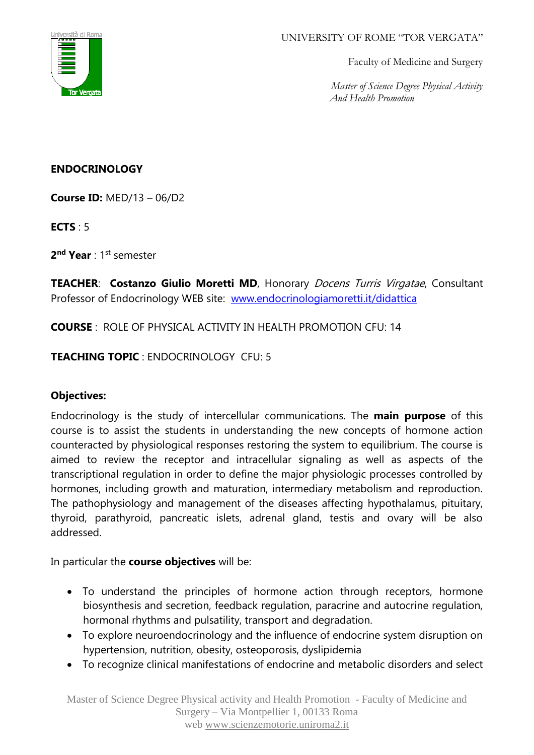UNIVERSITY OF ROME "TOR VERGATA"

Faculty of Medicine and Surgery

*Master of Science Degree Physical Activity And Health Promotion*

# ENDOCRINOLOGY

**Course ID:** MED/13 – 06/D2

**ECTS** : 5

**2nd Year** : 1st semester

**TEACHER**: **Costanzo Giulio Moretti MD**, Honorary *Docens Turris Virgatae*, Consultant Professor of Endocrinology WEB site: [www.endocrinologiamoretti.it/didattica](www.endocrinologiamoretti.it/didattica)

**COURSE** : ROLE OF PHYSICAL ACTIVITY IN HEALTH PROMOTION CFU: 14

**TEACHING TOPIC** : ENDOCRINOLOGY CFU: 5

## Objectives:

Endocrinology is the study of intercellular communications. The **main purpose** of this course is to assist the students in understanding the new concepts of hormone action counteracted by physiological responses restoring the system to equilibrium. The course is aimed to review the receptor and intracellular signaling as well as aspects of the transcriptional regulation in order to define the major physiologic processes controlled by hormones, including growth and maturation, intermediary metabolism and reproduction. The pathophysiology and management of the diseases affecting hypothalamus, pituitary, thyroid, parathyroid, pancreatic islets, adrenal gland, testis and ovary will be also addressed.

In particular the **course objectives** will be:

- To understand the principles of hormone action through receptors, hormone biosynthesis and secretion, feedback regulation, paracrine and autocrine regulation, hormonal rhythms and pulsatility, transport and degradation.
- To explore neuroendocrinology and the influence of endocrine system disruption on hypertension, nutrition, obesity, osteoporosis, dyslipidemia
- To recognize clinical manifestations of endocrine and metabolic disorders and select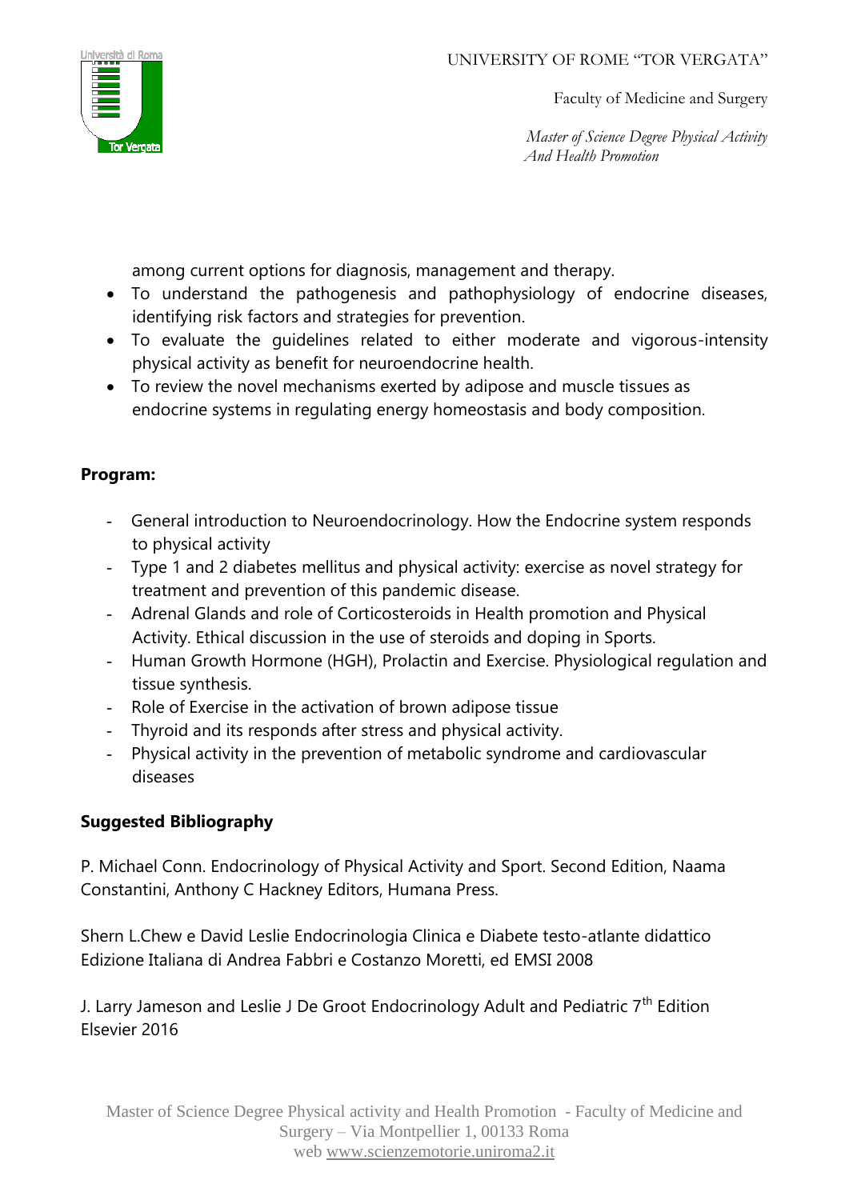among current options for diagnosis, management and therapy.

- To understand the pathogenesis and pathophysiology of endocrine diseases, identifying risk factors and strategies for prevention.
- To evaluate the guidelines related to either moderate and vigorous-intensity physical activity as benefit for neuroendocrine health.
- To review the novel mechanisms exerted by adipose and muscle tissues as endocrine systems in regulating energy homeostasis and body composition.

**Program:**

- General introduction to Neuroendocrinology. How the Endocrine system responds to physical activity
- Type 1 and 2 diabetes mellitus and physical activity: exercise as novel strategy for treatment and prevention of this pandemic disease.
- Adrenal Glands and role of Corticosteroids in Health promotion and Physical Activity. Ethical discussion in the use of steroids and doping in Sports.
- Human Growth Hormone (HGH), Prolactin and Exercise. Physiological regulation and tissue synthesis.
- Role of Exercise in the activation of brown adipose tissue
- Thyroid and its responds after stress and physical activity.
- Physical activity in the prevention of metabolic syndrome and cardiovascular diseases

**Suggested Bibliography**

P. Michael Conn. Endocrinology of Physical Activity and Sport. Second Edition, Naama Constantini, Anthony C Hackney Editors, Humana Press.

Shern L.Chew e David Leslie Endocrinologia Clinica e Diabete testo-atlante didattico Edizione Italiana di Andrea Fabbri e Costanzo Moretti, ed EMSI 2008

J. Larry Jameson and Leslie J De Groot Endocrinology Adult and Pediatric 7th Edition Elsevier 2016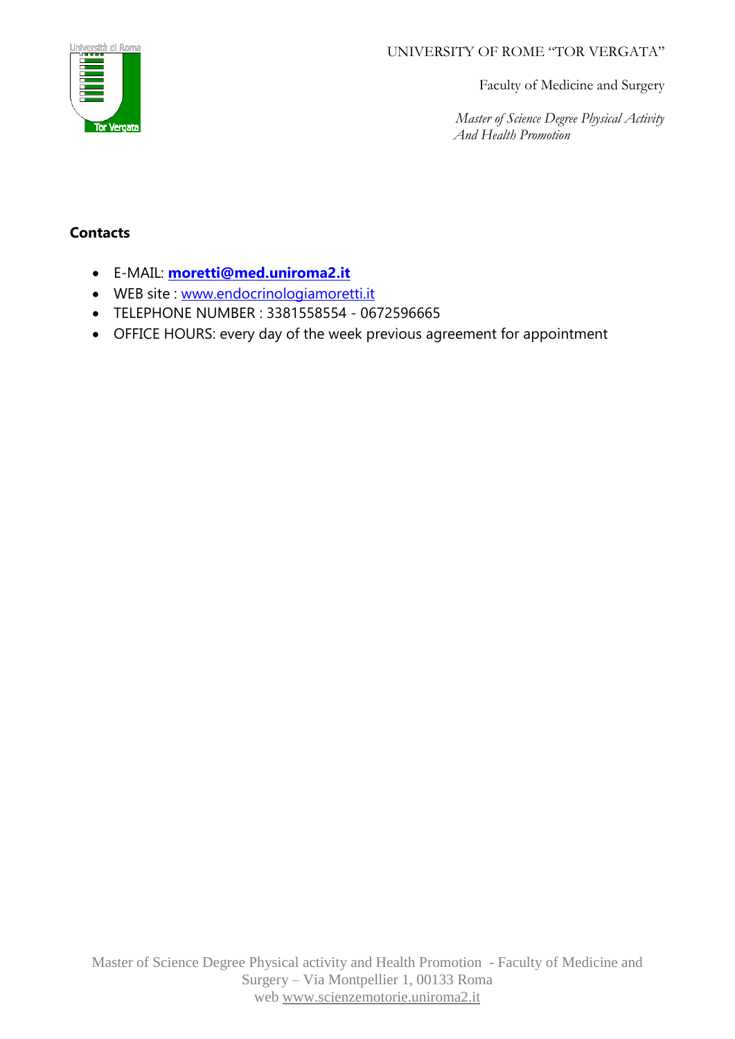**Contacts**

- E-MAIL: **moretti@med.uniroma2.it**
- WEB site : www.endocrinologiamoretti.it
- TELEPHONE NUMBER : 3381558554 - 0672596665
- OFFICE HOURS: every day of the week previous agreement for appointment